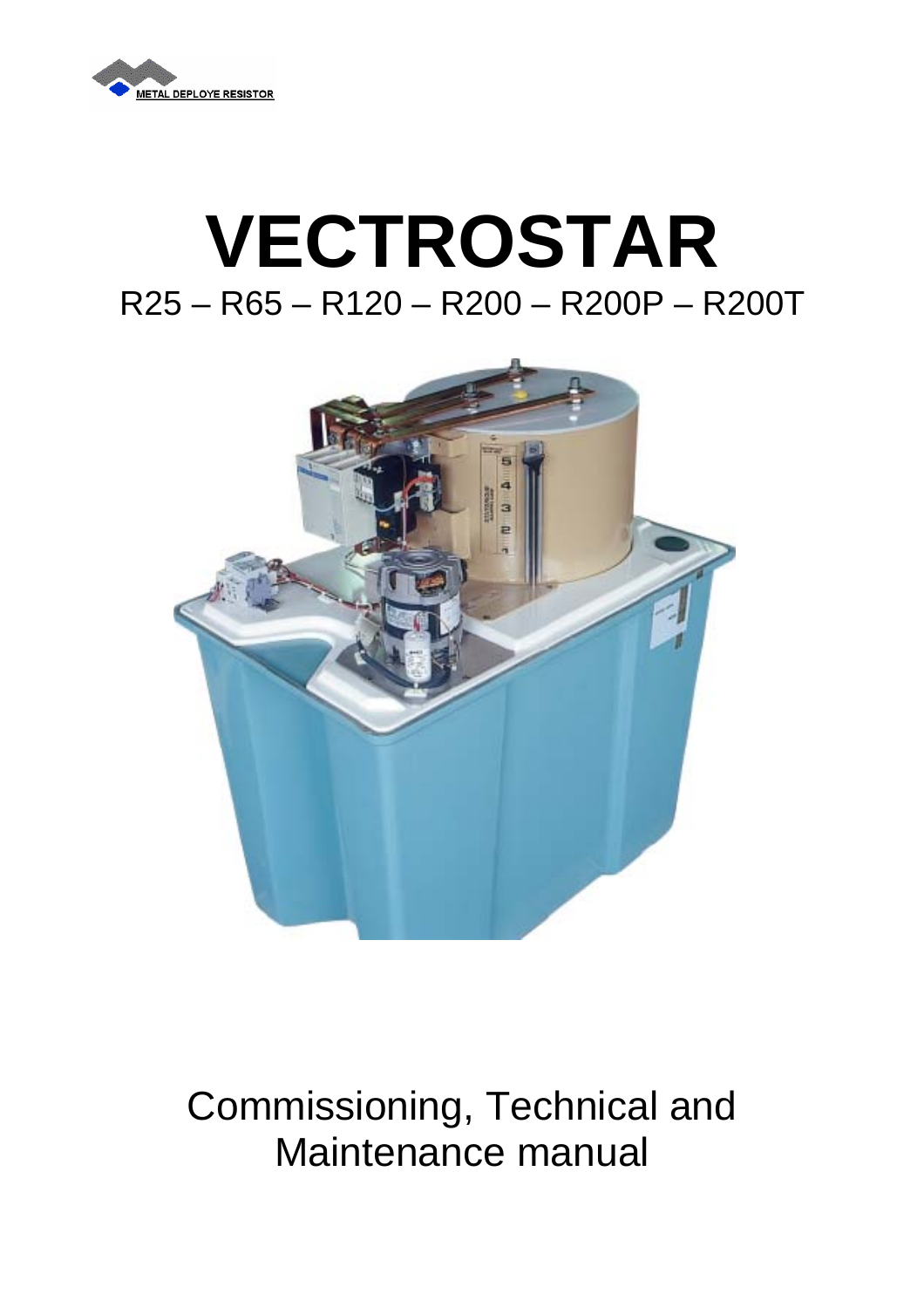METAL DEPLOYE RESISTOR

# VECTROSTAR

R25 – R65 – R120 – R200 – R200P – R200T

Commissioning, Technical and Maintenance manual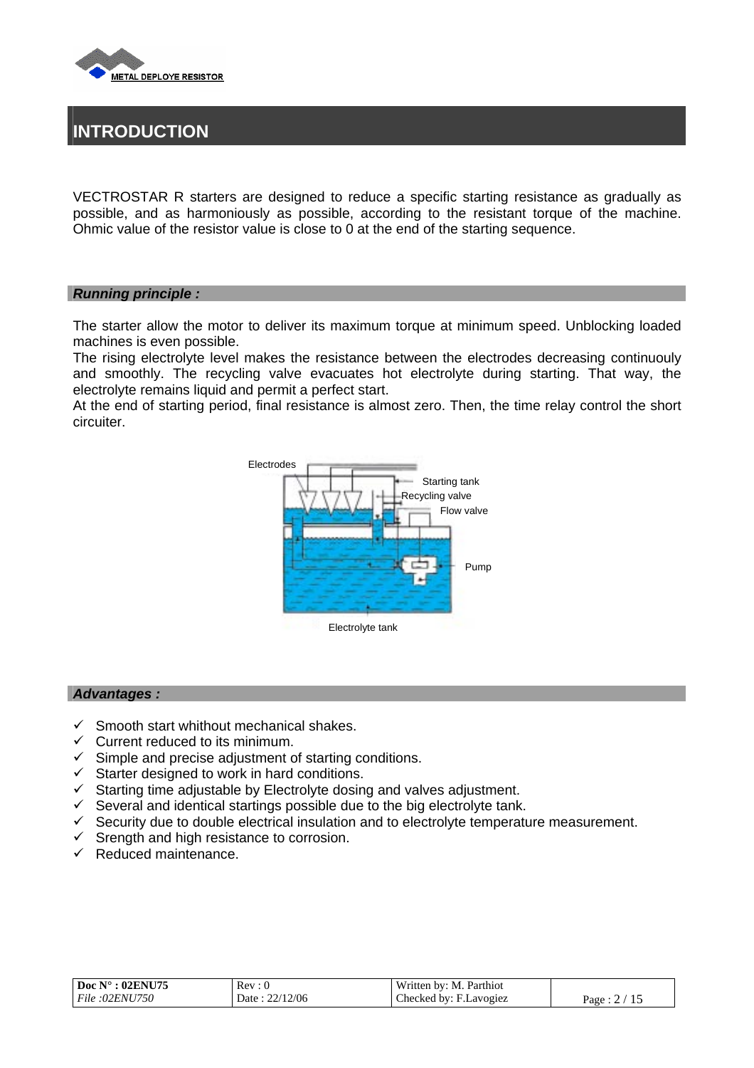# INTRODUCTION

VECTROSTAR R starters are designed to reduce a specific starting resistance as gradually as possible, and as harmoniously as possible, according to the resistant torque of the machine. Ohmic value of the resistor value is close to 0 at the end of the starting sequence.

## *Running principle :*

The starter allow the motor to deliver its maximum torque at minimum speed. Unblocking loaded machines is even possible.
The rising electrolyte level makes the resistance between the electrodes decreasing continuouly and smoothly. The recycling valve evacuates hot electrolyte during starting. That way, the electrolyte remains liquid and permit a perfect start.
At the end of starting period, final resistance is almost zero. Then, the time relay control the short circuiter.

Electrodes
Starting tank
Recycling valve
Flow valve
Pump
Electrolyte tank

## *Advantages :*

- ✓ Smooth start whithout mechanical shakes.
- ✓ Current reduced to its minimum.
- ✓ Simple and precise adjustment of starting conditions.
- ✓ Starter designed to work in hard conditions.
- ✓ Starting time adjustable by Electrolyte dosing and valves adjustment.
- ✓ Several and identical startings possible due to the big electrolyte tank.
- ✓ Security due to double electrical insulation and to electrolyte temperature measurement.
- ✓ Srength and high resistance to corrosion.
- ✓ Reduced maintenance.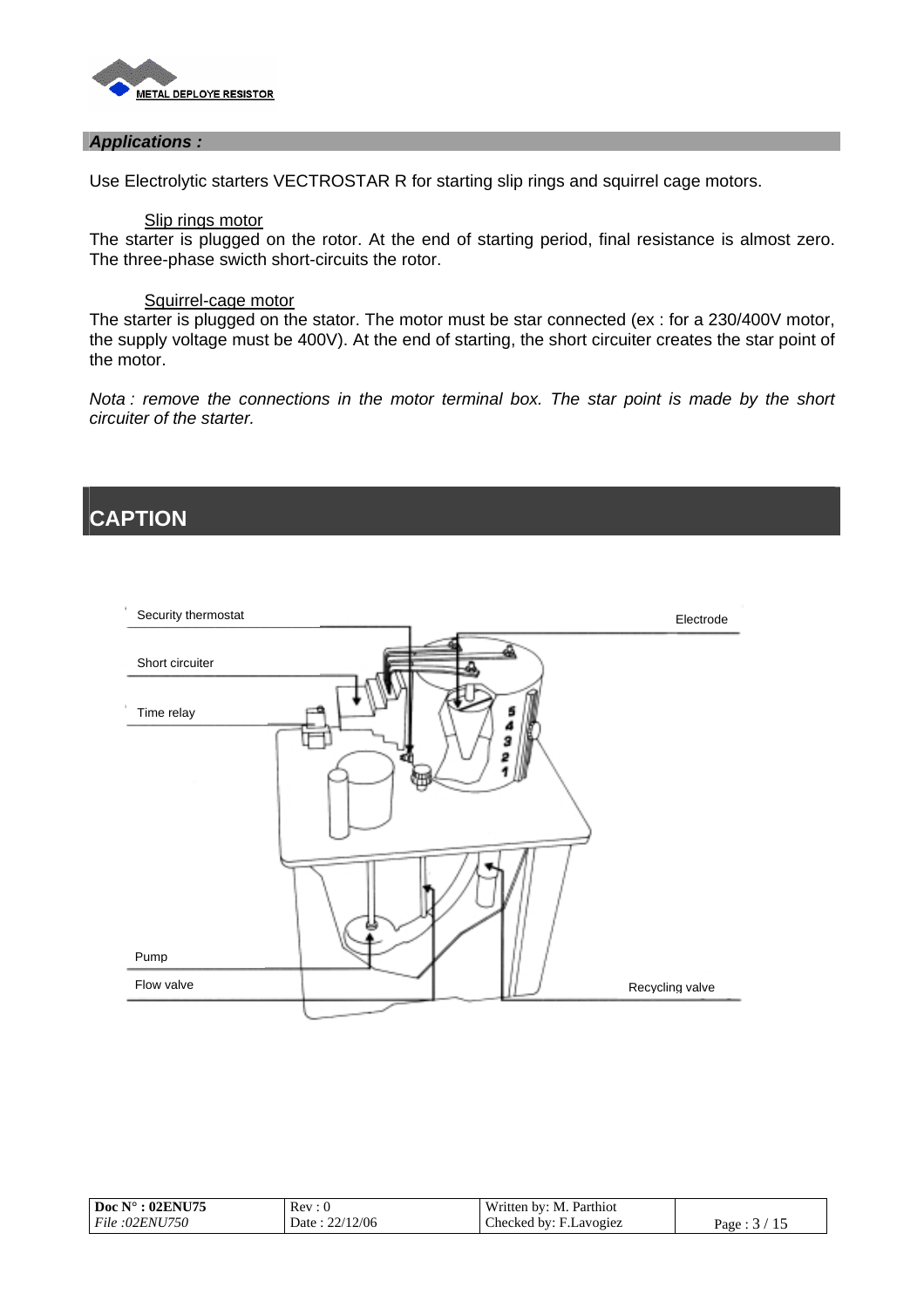## *Applications :*

Use Electrolytic starters VECTROSTAR R for starting slip rings and squirrel cage motors.

Slip rings motor

The starter is plugged on the rotor. At the end of starting period, final resistance is almost zero. The three-phase swicth short-circuits the rotor.

Squirrel-cage motor

The starter is plugged on the stator. The motor must be star connected (ex : for a 230/400V motor, the supply voltage must be 400V). At the end of starting, the short circuiter creates the star point of the motor.

*Nota : remove the connections in the motor terminal box. The star point is made by the short circuiter of the starter.*

## CAPTION

Security thermostat

Short circuiter

Time relay

Electrode

Pump

Flow valve

Recycling valve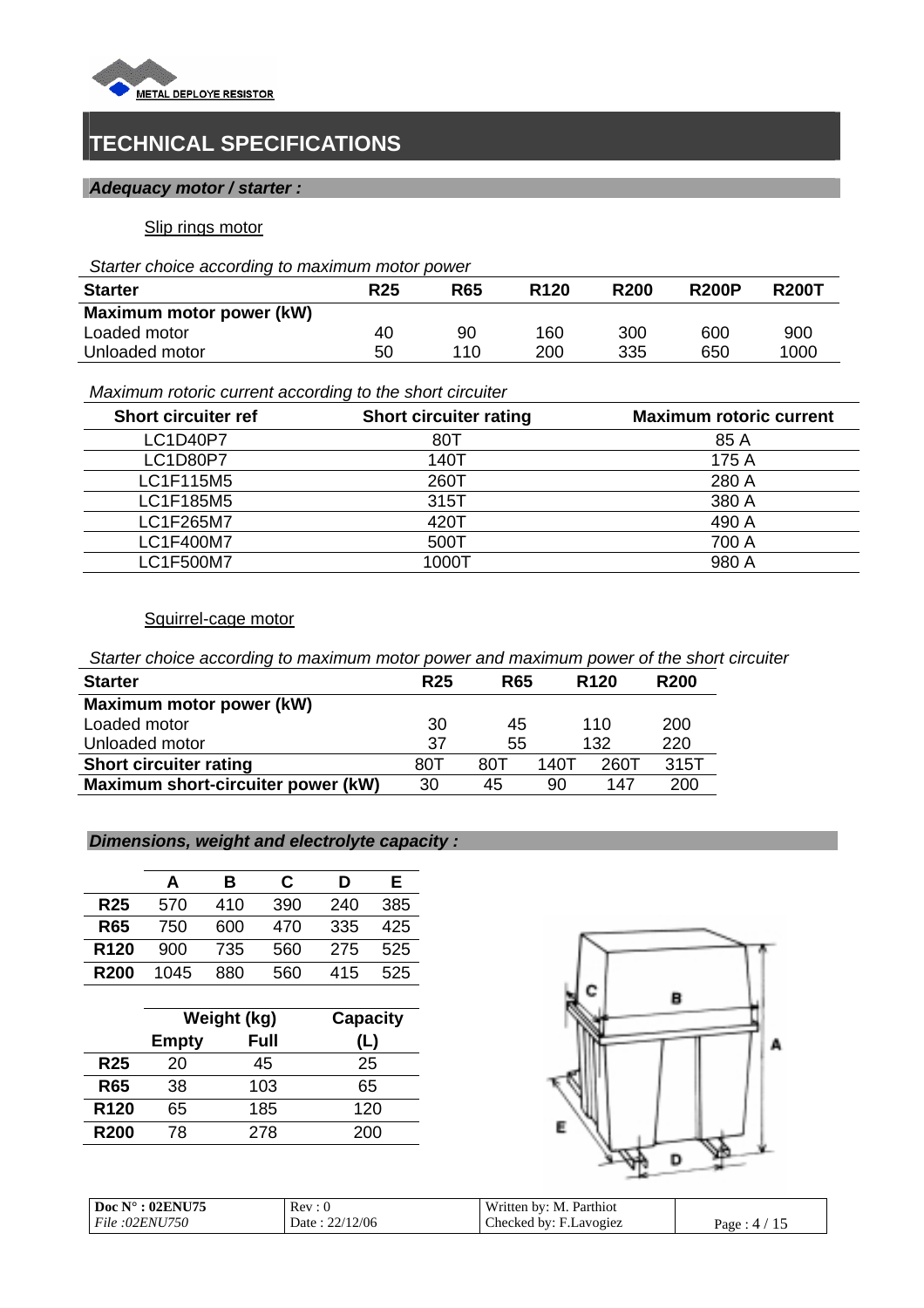# TECHNICAL SPECIFICATIONS

## *Adequacy motor / starter :*

### Slip rings motor

*Starter choice according to maximum motor power*

| Starter | R25 | R65 | R120 | R200 | R200P | R200T |
|---|---|---|---|---|---|---|
| **Maximum motor power (kW)** | | | | | | |
| Loaded motor | 40 | 90 | 160 | 300 | 600 | 900 |
| Unloaded motor | 50 | 110 | 200 | 335 | 650 | 1000 |

*Maximum rotoric current according to the short circuiter*

| Short circuiter ref | Short circuiter rating | Maximum rotoric current |
|---|---|---|
| LC1D40P7 | 80T | 85 A |
| LC1D80P7 | 140T | 175 A |
| LC1F115M5 | 260T | 280 A |
| LC1F185M5 | 315T | 380 A |
| LC1F265M7 | 420T | 490 A |
| LC1F400M7 | 500T | 700 A |
| LC1F500M7 | 1000T | 980 A |

### Squirrel-cage motor

*Starter choice according to maximum motor power and maximum power of the short circuiter*

| Starter | R25 | R65 | | R120 | R200 |
|---|---|---|---|---|---|
| **Maximum motor power (kW)** | | | | | |
| Loaded motor | 30 | 45 | | 110 | 200 |
| Unloaded motor | 37 | 55 | | 132 | 220 |
| **Short circuiter rating** | 80T | 80T | 140T | 260T | 315T |
| **Maximum short-circuiter power (kW)** | 30 | 45 | 90 | 147 | 200 |

## *Dimensions, weight and electrolyte capacity :*

| | A | B | C | D | E |
|---|---|---|---|---|---|
| **R25** | 570 | 410 | 390 | 240 | 385 |
| **R65** | 750 | 600 | 470 | 335 | 425 |
| **R120** | 900 | 735 | 560 | 275 | 525 |
| **R200** | 1045 | 880 | 560 | 415 | 525 |

| | Weight (kg) | | Capacity |
|---|---|---|---|
| | **Empty** | **Full** | **(L)** |
| **R25** | 20 | 45 | 25 |
| **R65** | 38 | 103 | 65 |
| **R120** | 65 | 185 | 120 |
| **R200** | 78 | 278 | 200 |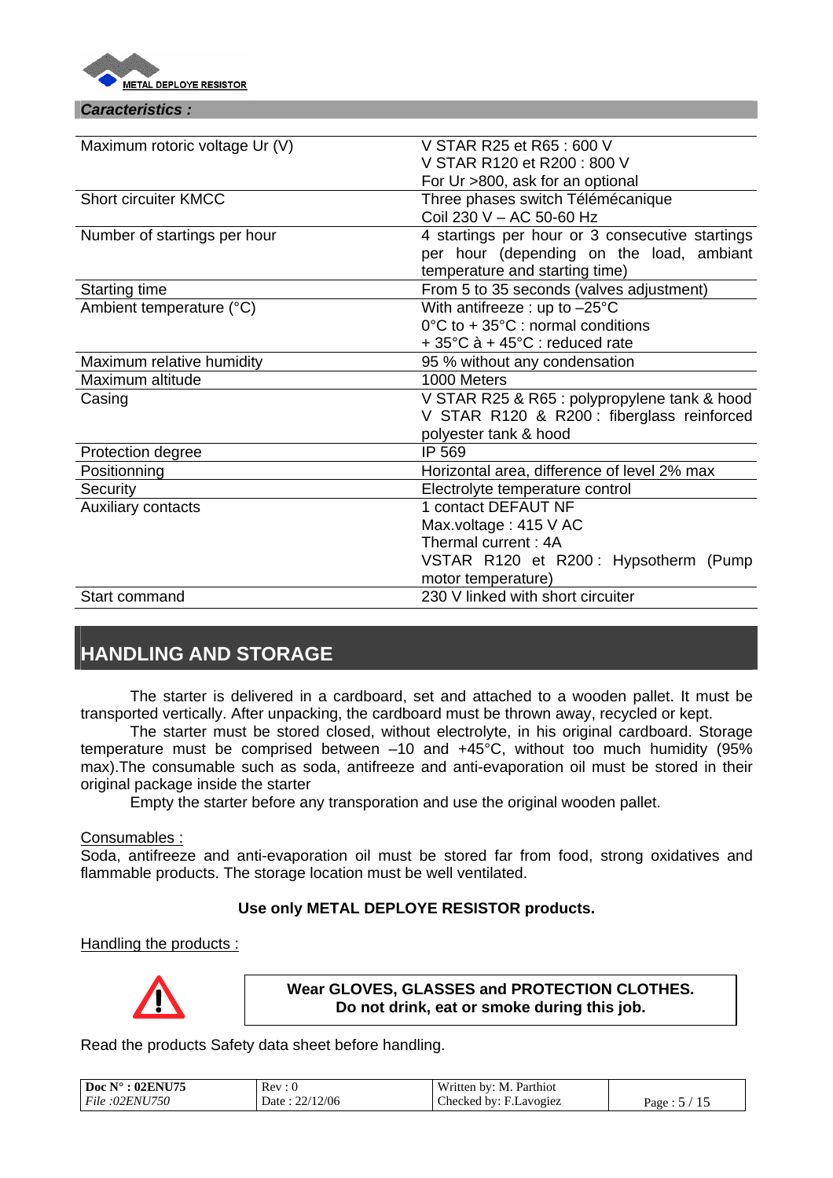***Caracteristics :***

| | |
|---|---|
| Maximum rotoric voltage Ur (V) | V STAR R25 et R65 : 600 V<br>V STAR R120 et R200 : 800 V<br>For Ur >800, ask for an optional |
| Short circuiter KMCC | Three phases switch Télémécanique<br>Coil 230 V – AC 50-60 Hz |
| Number of startings per hour | 4 startings per hour or 3 consecutive startings per hour (depending on the load, ambiant temperature and starting time) |
| Starting time | From 5 to 35 seconds (valves adjustment) |
| Ambient temperature (°C) | With antifreeze : up to –25°C<br>0°C to + 35°C : normal conditions<br>+ 35°C à + 45°C : reduced rate |
| Maximum relative humidity | 95 % without any condensation |
| Maximum altitude | 1000 Meters |
| Casing | V STAR R25 & R65 : polypropylene tank & hood<br>V STAR R120 & R200 : fiberglass reinforced polyester tank & hood |
| Protection degree | IP 569 |
| Positionning | Horizontal area, difference of level 2% max |
| Security | Electrolyte temperature control |
| Auxiliary contacts | 1 contact DEFAUT NF<br>Max.voltage : 415 V AC<br>Thermal current : 4A<br>VSTAR R120 et R200 : Hypsotherm (Pump motor temperature) |
| Start command | 230 V linked with short circuiter |

# HANDLING AND STORAGE

The starter is delivered in a cardboard, set and attached to a wooden pallet. It must be transported vertically. After unpacking, the cardboard must be thrown away, recycled or kept.

The starter must be stored closed, without electrolyte, in his original cardboard. Storage temperature must be comprised between –10 and +45°C, without too much humidity (95% max).The consumable such as soda, antifreeze and anti-evaporation oil must be stored in their original package inside the starter

Empty the starter before any transporation and use the original wooden pallet.

Consumables :

Soda, antifreeze and anti-evaporation oil must be stored far from food, strong oxidatives and flammable products. The storage location must be well ventilated.

**Use only METAL DEPLOYE RESISTOR products.**

Handling the products :

**Wear GLOVES, GLASSES and PROTECTION CLOTHES.**
**Do not drink, eat or smoke during this job.**

Read the products Safety data sheet before handling.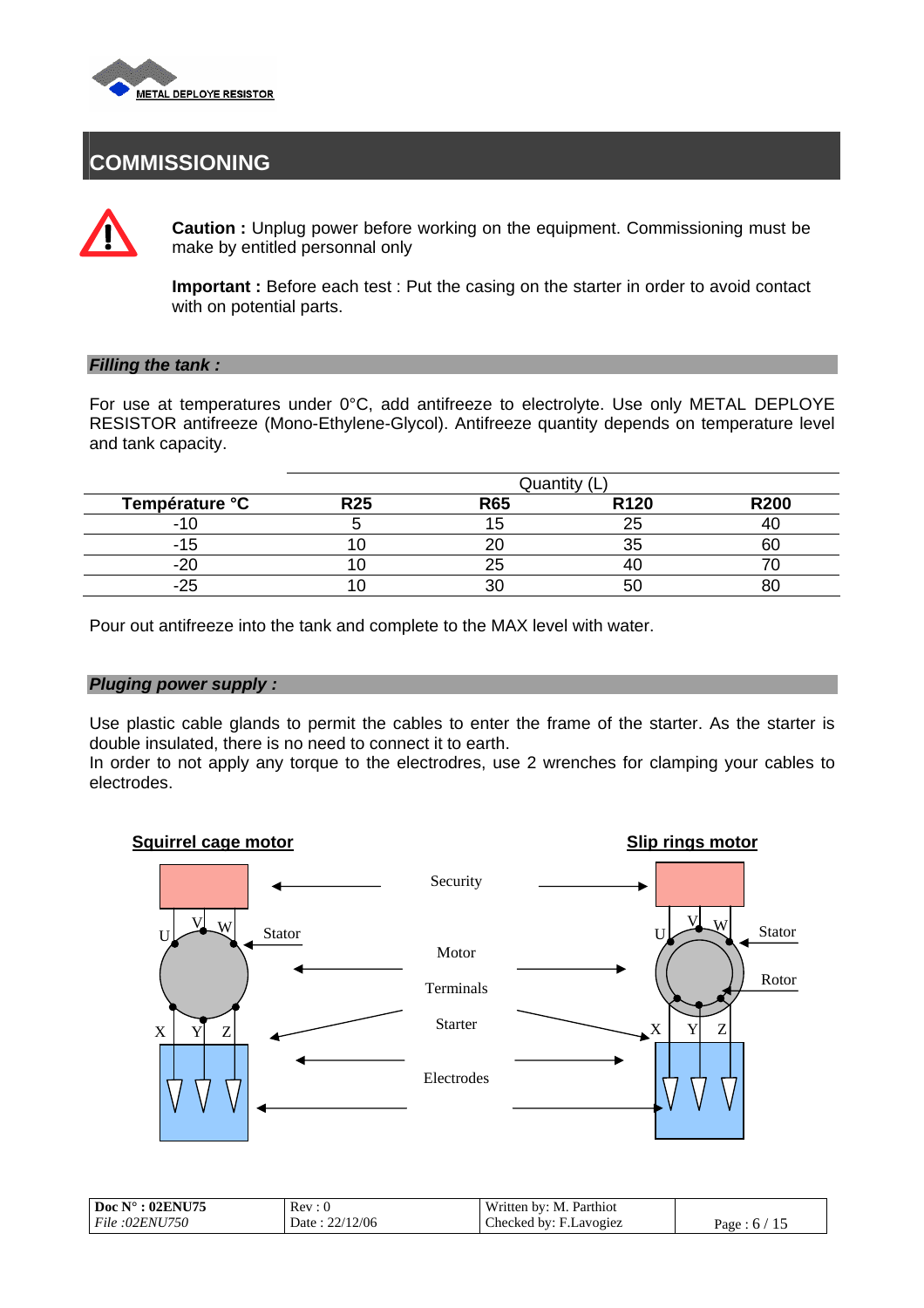# COMMISSIONING

**Caution :** Unplug power before working on the equipment. Commissioning must be make by entitled personnal only

**Important :** Before each test : Put the casing on the starter in order to avoid contact with on potential parts.

### *Filling the tank :*

For use at temperatures under 0°C, add antifreeze to electrolyte. Use only METAL DEPLOYE RESISTOR antifreeze (Mono-Ethylene-Glycol). Antifreeze quantity depends on temperature level and tank capacity.

| | Quantity (L) | | | |
|---|---|---|---|---|
| **Température °C** | **R25** | **R65** | **R120** | **R200** |
| -10 | 5 | 15 | 25 | 40 |
| -15 | 10 | 20 | 35 | 60 |
| -20 | 10 | 25 | 40 | 70 |
| -25 | 10 | 30 | 50 | 80 |

Pour out antifreeze into the tank and complete to the MAX level with water.

### *Pluging power supply :*

Use plastic cable glands to permit the cables to enter the frame of the starter. As the starter is double insulated, there is no need to connect it to earth.
In order to not apply any torque to the electrodres, use 2 wrenches for clamping your cables to electrodes.

**Squirrel cage motor** **Slip rings motor**

Security

U V W Stator

Motor

Terminals

Starter

X Y Z

Electrodes

U V W Stator

Rotor

X Y Z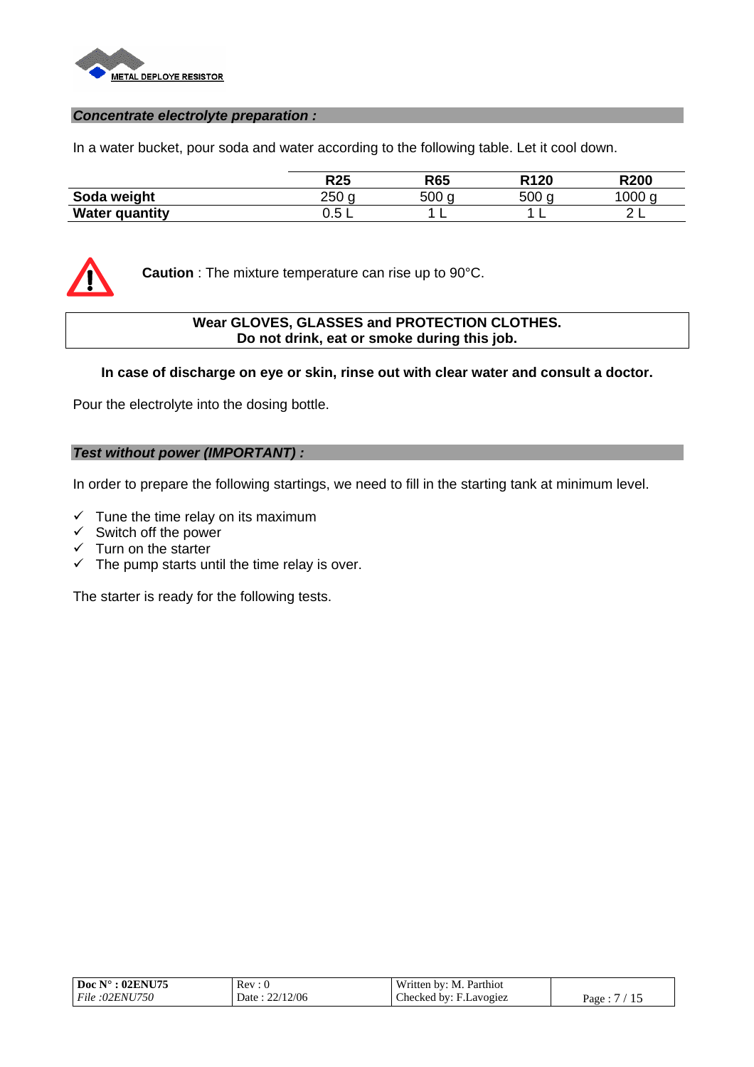## *Concentrate electrolyte preparation :*

In a water bucket, pour soda and water according to the following table. Let it cool down.

| | R25 | R65 | R120 | R200 |
|---|---|---|---|---|
| **Soda weight** | 250 g | 500 g | 500 g | 1000 g |
| **Water quantity** | 0.5 L | 1 L | 1 L | 2 L |

**Caution** : The mixture temperature can rise up to 90°C.

**Wear GLOVES, GLASSES and PROTECTION CLOTHES.**
**Do not drink, eat or smoke during this job.**

**In case of discharge on eye or skin, rinse out with clear water and consult a doctor.**

Pour the electrolyte into the dosing bottle.

## *Test without power (IMPORTANT) :*

In order to prepare the following startings, we need to fill in the starting tank at minimum level.

- ✓ Tune the time relay on its maximum
- ✓ Switch off the power
- ✓ Turn on the starter
- ✓ The pump starts until the time relay is over.

The starter is ready for the following tests.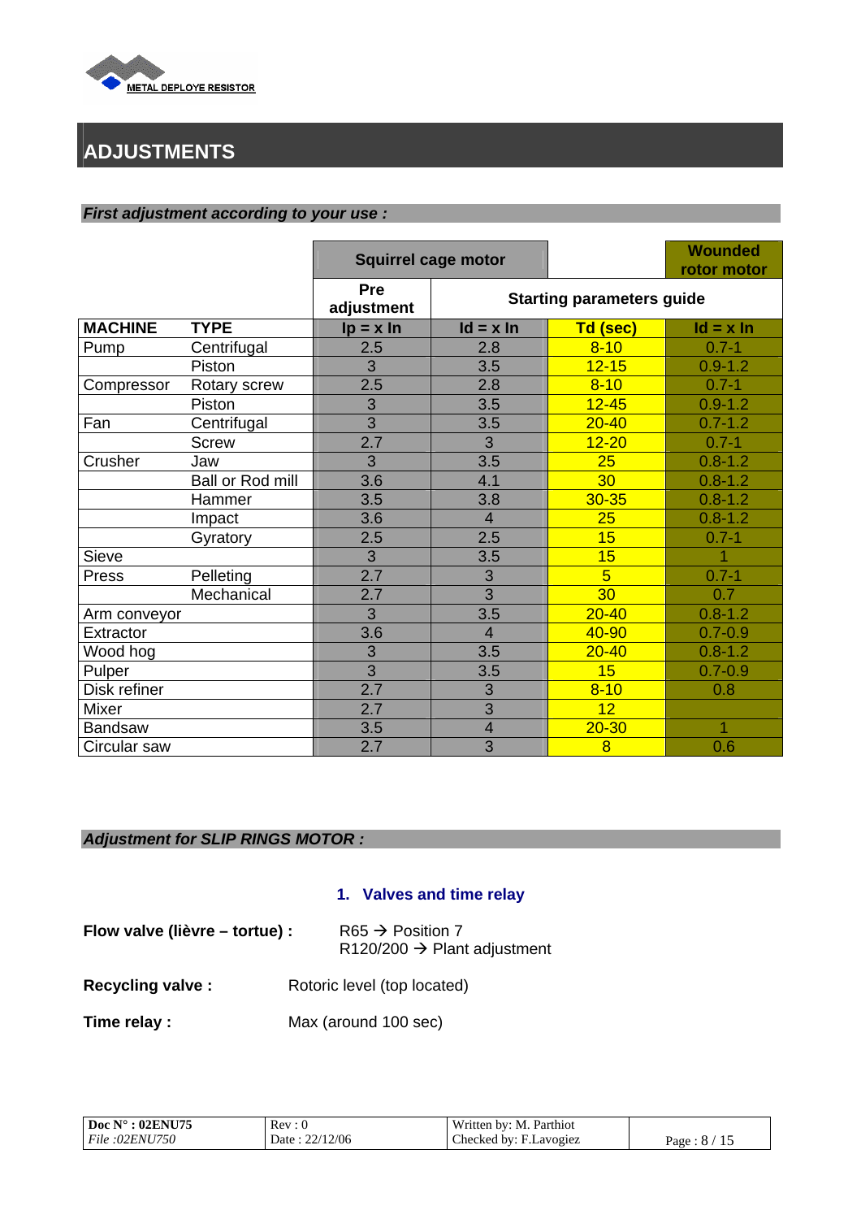## ADJUSTMENTS

***First adjustment according to your use :***

| | | Squirrel cage motor | | | Wounded rotor motor |
|---|---|---|---|---|---|
| | | Pre adjustment | Starting parameters guide | | |
| **MACHINE** | **TYPE** | **Ip = x In** | **Id = x In** | **Td (sec)** | **Id = x In** |
| Pump | Centrifugal | 2.5 | 2.8 | 8-10 | 0.7-1 |
| | Piston | 3 | 3.5 | 12-15 | 0.9-1.2 |
| Compressor | Rotary screw | 2.5 | 2.8 | 8-10 | 0.7-1 |
| | Piston | 3 | 3.5 | 12-45 | 0.9-1.2 |
| Fan | Centrifugal | 3 | 3.5 | 20-40 | 0.7-1.2 |
| | Screw | 2.7 | 3 | 12-20 | 0.7-1 |
| Crusher | Jaw | 3 | 3.5 | 25 | 0.8-1.2 |
| | Ball or Rod mill | 3.6 | 4.1 | 30 | 0.8-1.2 |
| | Hammer | 3.5 | 3.8 | 30-35 | 0.8-1.2 |
| | Impact | 3.6 | 4 | 25 | 0.8-1.2 |
| | Gyratory | 2.5 | 2.5 | 15 | 0.7-1 |
| Sieve | | 3 | 3.5 | 15 | 1 |
| Press | Pelleting | 2.7 | 3 | 5 | 0.7-1 |
| | Mechanical | 2.7 | 3 | 30 | 0.7 |
| Arm conveyor | | 3 | 3.5 | 20-40 | 0.8-1.2 |
| Extractor | | 3.6 | 4 | 40-90 | 0.7-0.9 |
| Wood hog | | 3 | 3.5 | 20-40 | 0.8-1.2 |
| Pulper | | 3 | 3.5 | 15 | 0.7-0.9 |
| Disk refiner | | 2.7 | 3 | 8-10 | 0.8 |
| Mixer | | 2.7 | 3 | 12 | |
| Bandsaw | | 3.5 | 4 | 20-30 | 1 |
| Circular saw | | 2.7 | 3 | 8 | 0.6 |

***Adjustment for SLIP RINGS MOTOR :***

### 1. Valves and time relay

**Flow valve (lièvre – tortue) :** R65 → Position 7
R120/200 → Plant adjustment

**Recycling valve :** Rotoric level (top located)

**Time relay :** Max (around 100 sec)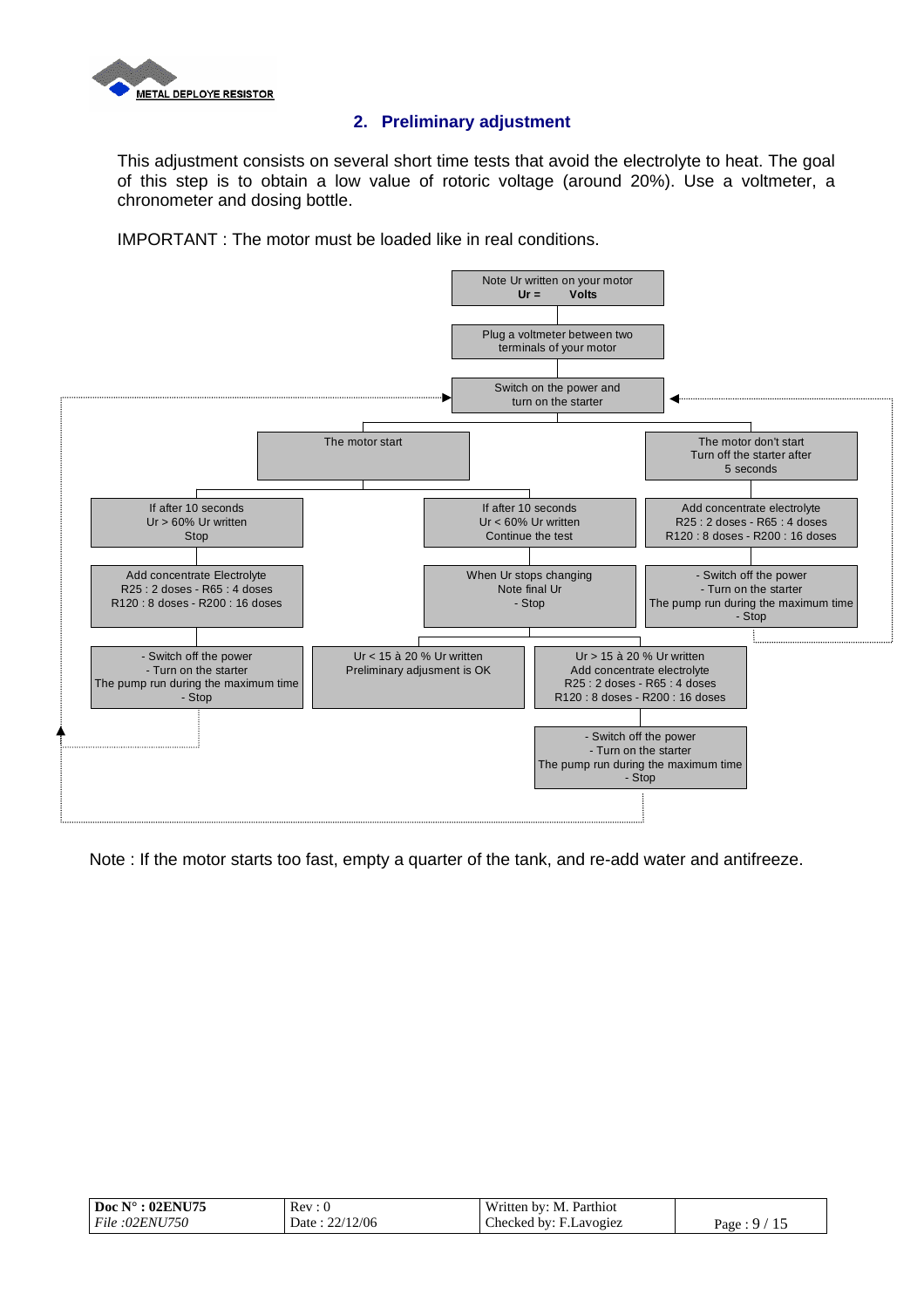## 2. Preliminary adjustment

This adjustment consists on several short time tests that avoid the electrolyte to heat. The goal of this step is to obtain a low value of rotoric voltage (around 20%). Use a voltmeter, a chronometer and dosing bottle.

IMPORTANT : The motor must be loaded like in real conditions.

Note Ur written on your motor
**Ur = Volts**

Plug a voltmeter between two terminals of your motor

Switch on the power and turn on the starter

The motor start

- If after 10 seconds Ur > 60% Ur written Stop
  - Add concentrate Electrolyte R25 : 2 doses - R65 : 4 doses R120 : 8 doses - R200 : 16 doses
  - - Switch off the power - Turn on the starter The pump run during the maximum time - Stop
- If after 10 seconds Ur < 60% Ur written Continue the test
  - When Ur stops changing Note final Ur - Stop
  - Ur < 15 à 20 % Ur written Preliminary adjusment is OK
  - Ur > 15 à 20 % Ur written Add concentrate electrolyte R25 : 2 doses - R65 : 4 doses R120 : 8 doses - R200 : 16 doses
    - - Switch off the power - Turn on the starter The pump run during the maximum time - Stop

The motor don't start Turn off the starter after 5 seconds

- Add concentrate electrolyte R25 : 2 doses - R65 : 4 doses R120 : 8 doses - R200 : 16 doses
- - Switch off the power - Turn on the starter The pump run during the maximum time - Stop

Note : If the motor starts too fast, empty a quarter of the tank, and re-add water and antifreeze.

| Doc N° : 02ENU75 | Rev : 0 | Written by: M. Parthiot | |
|---|---|---|---|
| *File :02ENU750* | Date : 22/12/06 | Checked by: F.Lavogiez | |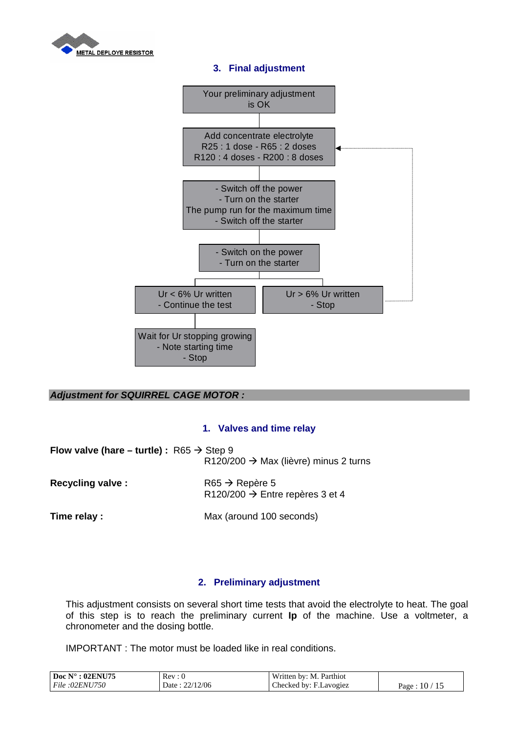### 3. Final adjustment

Your preliminary adjustment is OK

Add concentrate electrolyte
R25 : 1 dose - R65 : 2 doses
R120 : 4 doses - R200 : 8 doses

- Switch off the power
- Turn on the starter
The pump run for the maximum time
- Switch off the starter

- Switch on the power
- Turn on the starter

Ur < 6% Ur written
- Continue the test

Ur > 6% Ur written
- Stop

Wait for Ur stopping growing
- Note starting time
- Stop

***Adjustment for SQUIRREL CAGE MOTOR :***

### 1. Valves and time relay

**Flow valve (hare – turtle) :** R65 → Step 9
R120/200 → Max (lièvre) minus 2 turns

**Recycling valve :** R65 → Repère 5
R120/200 → Entre repères 3 et 4

**Time relay :** Max (around 100 seconds)

### 2. Preliminary adjustment

This adjustment consists on several short time tests that avoid the electrolyte to heat. The goal of this step is to reach the preliminary current **Ip** of the machine. Use a voltmeter, a chronometer and the dosing bottle.

IMPORTANT : The motor must be loaded like in real conditions.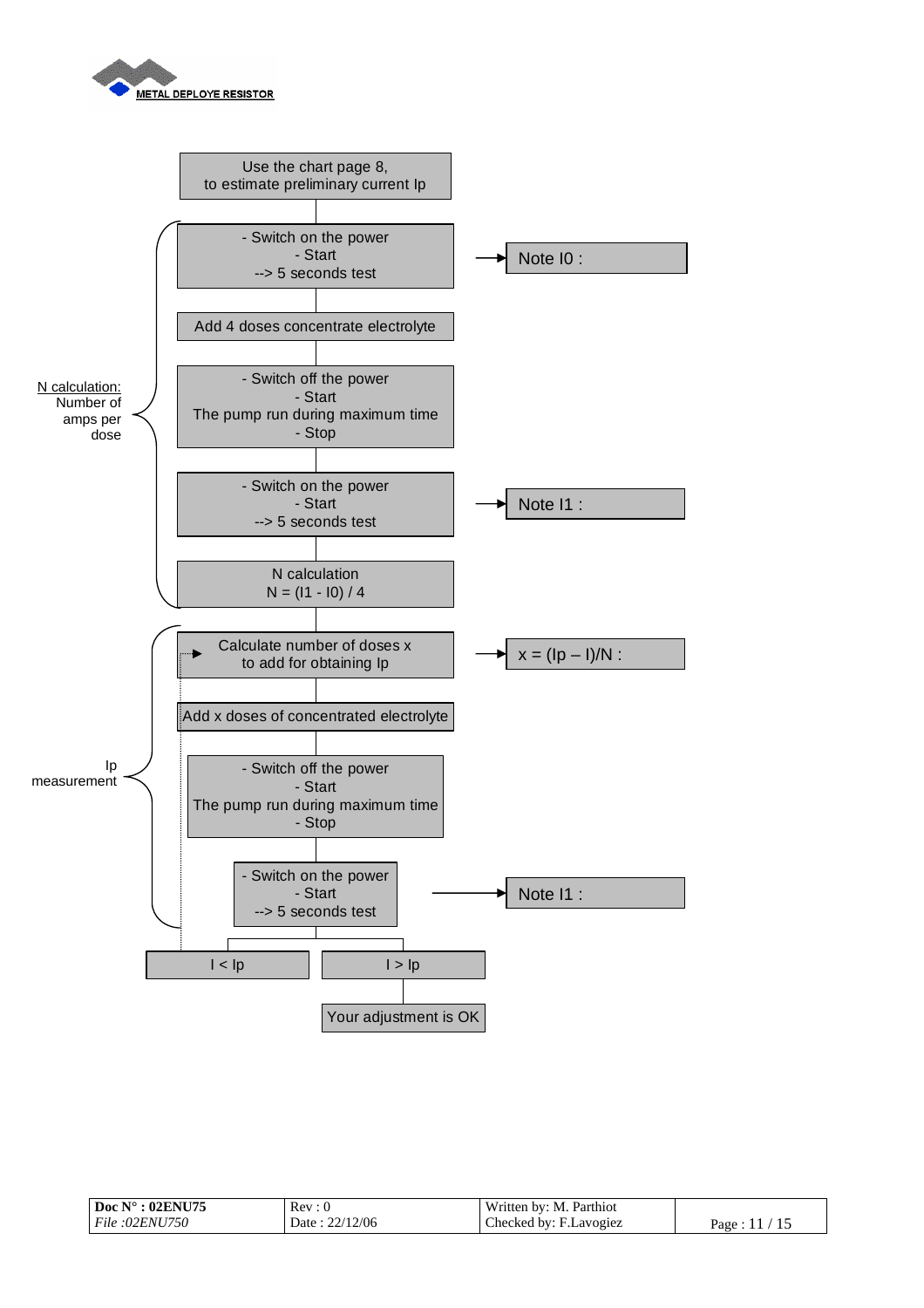Use the chart page 8, to estimate preliminary current Ip

**N calculation:** Number of amps per dose

- Switch on the power
- Start
- --> 5 seconds test → Note I0 :

Add 4 doses concentrate electrolyte

- Switch off the power
- Start
- The pump run during maximum time
- Stop

- Switch on the power
- Start
- --> 5 seconds test → Note I1 :

N calculation
$N = (I1 - I0) / 4$

**Ip measurement**

Calculate number of doses x to add for obtaining Ip → $x = (Ip – I)/N$ :

Add x doses of concentrated electrolyte

- Switch off the power
- Start
- The pump run during maximum time
- Stop

- Switch on the power
- Start
- --> 5 seconds test → Note I1 :

$I < Ip$ → return to "Calculate number of doses x to add for obtaining Ip"

$I > Ip$ → Your adjustment is OK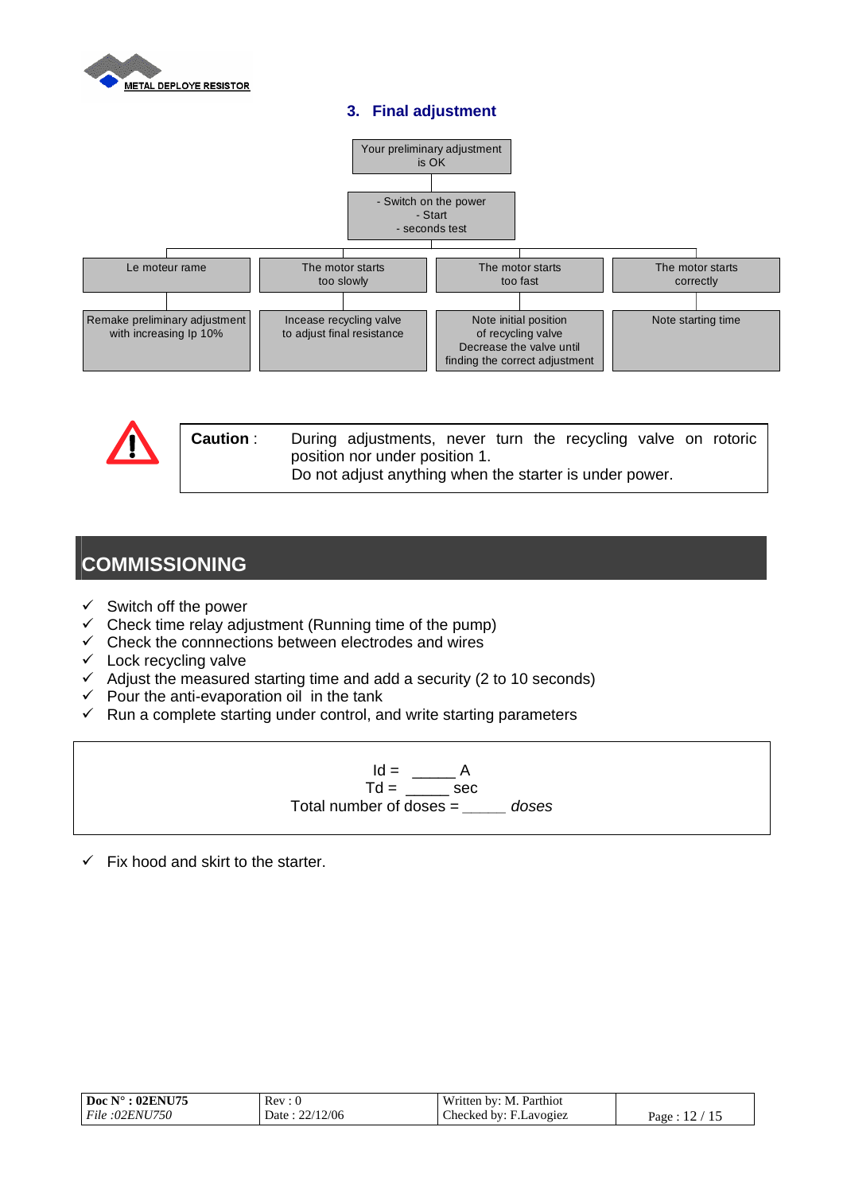### 3. Final adjustment

Your preliminary adjustment is OK

- Switch on the power
- Start
- seconds test

| Le moteur rame | The motor starts too slowly | The motor starts too fast | The motor starts correctly |
|---|---|---|---|
| Remake preliminary adjustment with increasing Ip 10% | Incease recycling valve to adjust final resistance | Note initial position of recycling valve Decrease the valve until finding the correct adjustment | Note starting time |

**Caution** : During adjustments, never turn the recycling valve on rotoric position nor under position 1.
Do not adjust anything when the starter is under power.

## COMMISSIONING

- ✓ Switch off the power
- ✓ Check time relay adjustment (Running time of the pump)
- ✓ Check the cconnections between electrodes and wires
- ✓ Lock recycling valve
- ✓ Adjust the measured starting time and add a security (2 to 10 seconds)
- ✓ Pour the anti-evaporation oil in the tank
- ✓ Run a complete starting under control, and write starting parameters

Id = _____ A
Td = _____ sec
Total number of doses = _____ *doses*

- ✓ Fix hood and skirt to the starter.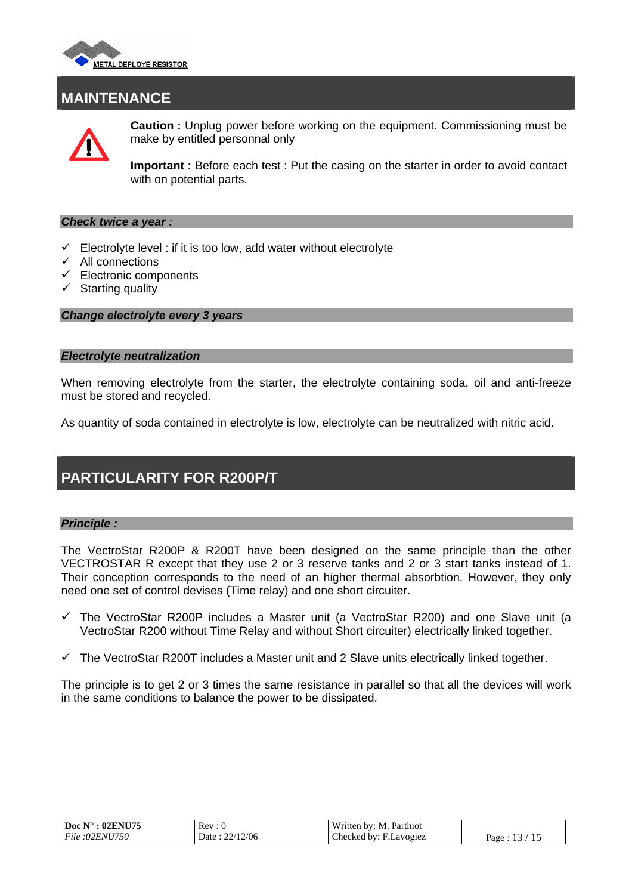# MAINTENANCE

**Caution :** Unplug power before working on the equipment. Commissioning must be make by entitled personnal only

**Important :** Before each test : Put the casing on the starter in order to avoid contact with on potential parts.

### *Check twice a year :*

- ✓ Electrolyte level : if it is too low, add water without electrolyte
- ✓ All connections
- ✓ Electronic components
- ✓ Starting quality

### *Change electrolyte every 3 years*

### *Electrolyte neutralization*

When removing electrolyte from the starter, the electrolyte containing soda, oil and anti-freeze must be stored and recycled.

As quantity of soda contained in electrolyte is low, electrolyte can be neutralized with nitric acid.

# PARTICULARITY FOR R200P/T

### *Principle :*

The VectroStar R200P & R200T have been designed on the same principle than the other VECTROSTAR R except that they use 2 or 3 reserve tanks and 2 or 3 start tanks instead of 1. Their conception corresponds to the need of an higher thermal absorbtion. However, they only need one set of control devises (Time relay) and one short circuiter.

- ✓ The VectroStar R200P includes a Master unit (a VectroStar R200) and one Slave unit (a VectroStar R200 without Time Relay and without Short circuiter) electrically linked together.

- ✓ The VectroStar R200T includes a Master unit and 2 Slave units electrically linked together.

The principle is to get 2 or 3 times the same resistance in parallel so that all the devices will work in the same conditions to balance the power to be dissipated.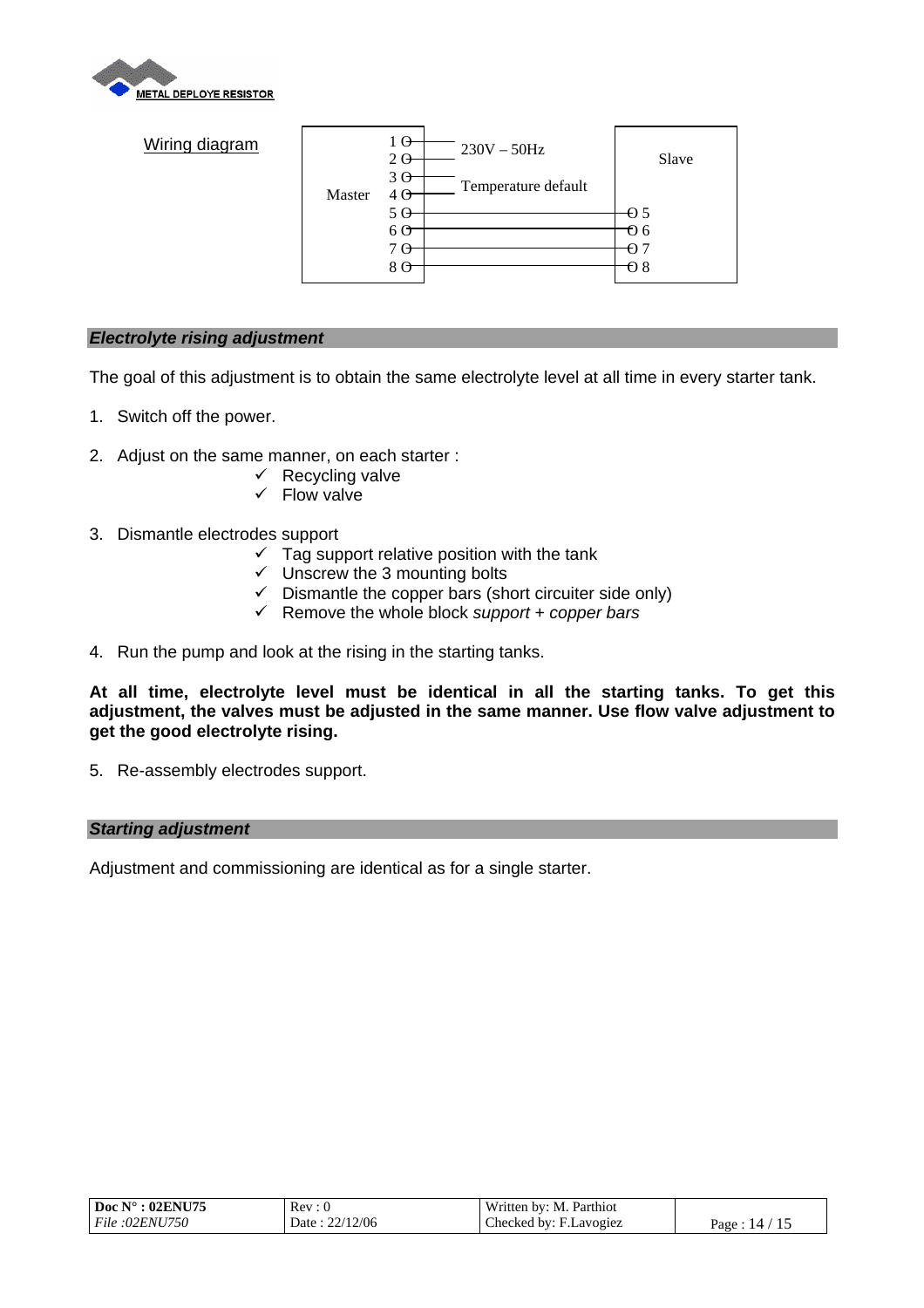Wiring diagram

| Master | | | Slave |
|---|---|---|---|
| 1 | 230V – 50Hz | | |
| 2 | | | |
| 3 | Temperature default | | |
| 4 | | | |
| 5 | ───────────── | | 5 |
| 6 | ───────────── | | 6 |
| 7 | ───────────── | | 7 |
| 8 | ───────────── | | 8 |

### *Electrolyte rising adjustment*

The goal of this adjustment is to obtain the same electrolyte level at all time in every starter tank.

1. Switch off the power.

2. Adjust on the same manner, on each starter :
   - ✓ Recycling valve
   - ✓ Flow valve

3. Dismantle electrodes support
   - ✓ Tag support relative position with the tank
   - ✓ Unscrew the 3 mounting bolts
   - ✓ Dismantle the copper bars (short circuiter side only)
   - ✓ Remove the whole block *support + copper bars*

4. Run the pump and look at the rising in the starting tanks.

**At all time, electrolyte level must be identical in all the starting tanks. To get this adjustment, the valves must be adjusted in the same manner. Use flow valve adjustment to get the good electrolyte rising.**

5. Re-assembly electrodes support.

### *Starting adjustment*

Adjustment and commissioning are identical as for a single starter.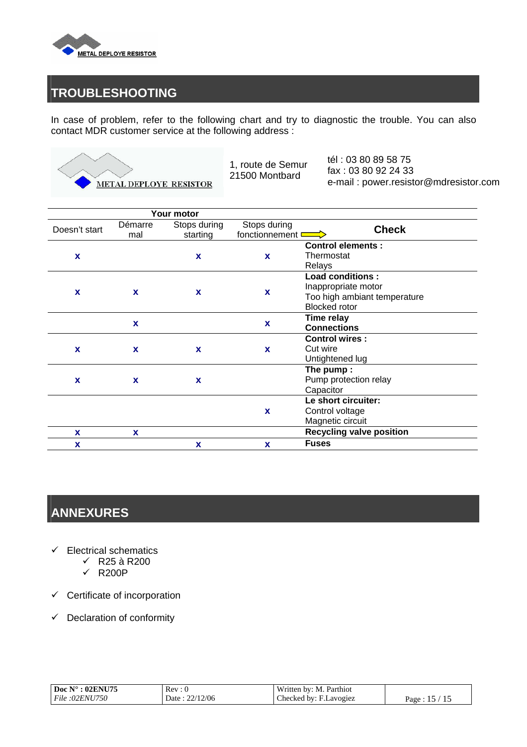## TROUBLESHOOTING

In case of problem, refer to the following chart and try to diagnostic the trouble. You can also contact MDR customer service at the following address :

METAL DEPLOYE RESISTOR

1, route de Semur
21500 Montbard

tél : 03 80 89 58 75
fax : 03 80 92 24 33
e-mail : power.resistor@mdresistor.com

| Your motor | | | | |
|---|---|---|---|---|
| Doesn't start | Démarre mal | Stops during starting | Stops during fonctionnement ⇒ | **Check** |
| x | | x | x | **Control elements :**<br>Thermostat<br>Relays |
| x | x | x | x | **Load conditions :**<br>Inappropriate motor<br>Too high ambiant temperature<br>Blocked rotor |
| | x | | x | **Time relay**<br>**Connections** |
| x | x | x | x | **Control wires :**<br>Cut wire<br>Untightened lug |
| x | x | x | | **The pump :**<br>Pump protection relay<br>Capacitor |
| | | | x | **Le short circuiter:**<br>Control voltage<br>Magnetic circuit |
| x | x | | | **Recycling valve position** |
| x | | x | x | **Fuses** |

## ANNEXURES

- ✓ Electrical schematics
  - ✓ R25 à R200
  - ✓ R200P
- ✓ Certificate of incorporation
- ✓ Declaration of conformity

| **Doc N° : 02ENU75**<br>*File :02ENU750* | Rev : 0<br>Date : 22/12/06 | Written by: M. Parthiot<br>Checked by: F.Lavogiez |
|---|---|---|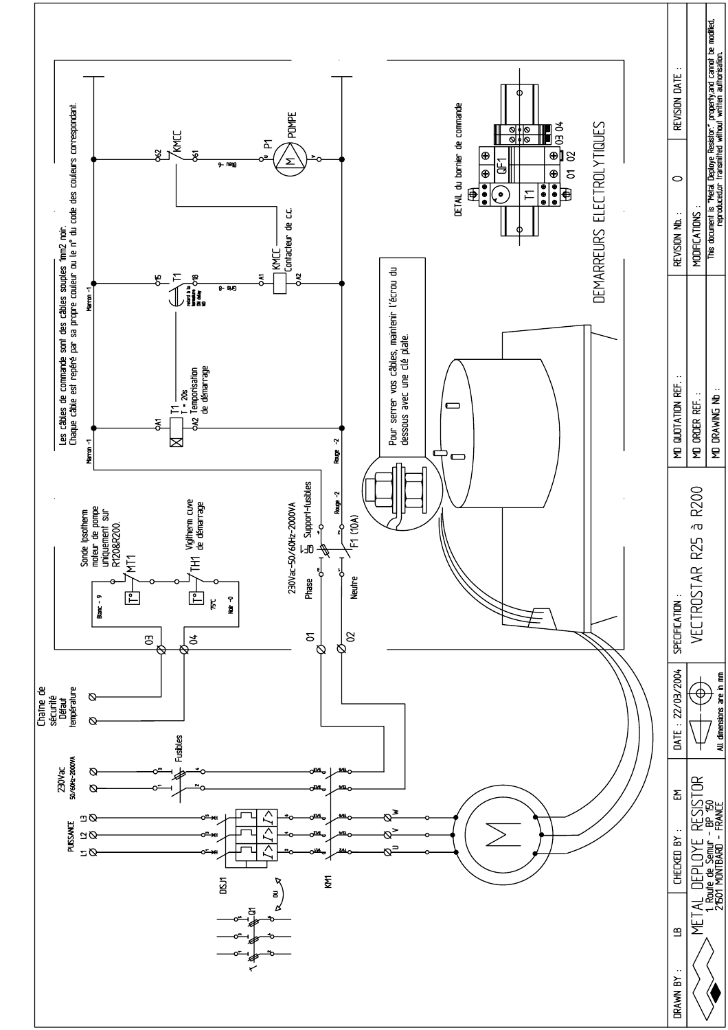# DEMARREURS ELECTROLYTIQUES

Les câbles de commande sont des câbles souples 1mm2 noir.
Chaque câble est repéré par sa propre couleur ou le n° du code des couleurs correspondant.

Pour serrer vos câbles, maintenir l'écrou du dessous avec une clé plate.

DETAIL du bornier de commande

PUISSANCE L1 L2 L3

230Vac 50/60Hz-2000VA

Fusibles

Chaîne de sécurité Défaut température

DISJ1

Q1

OU

KM1

U V W

01 02 03 04

Phase

Neutre

230Vac-50/60Hz-2000VA Support-fusibles QF

F1 (10A)

Sonde Ipsotherm moteur de pompe uniquement sur R120&R200. MT1

Vigitherm cuve de démarrage TH1

75°C

Blanc - 9

Noir - 0

Marron -1

Rouge -2

Gris -8

Bleu -6

T1 T = 20s Temporisation de démarrage

A1 A2

15 18

KMCC Contacteur de c.c.

62 61

P1 POMPE

T1 QF1

| DRAWN BY : | LB | CHECKED BY : | EM | DATE : 22/03/2004 | SPECIFICATION : | MD QUOTATION REF. : | REVISION Nb. : | 0 | REVISION DATE : |
|---|---|---|---|---|---|---|---|---|---|
| METAL DEPLOYE RESISTOR 1, Route de Semur - BP 150 21501 MONTBARD - FRANCE | | | | All dimensions are in mm | VECTROSTAR R25 à R200 | MD ORDER REF. : | MODIFICATIONS : | | |
| | | | | | | MD DRAWING Nb : | This document is "Metal Deploye Resistor" property and cannot be modified, reproduced or transmitted without written authorisation. | | |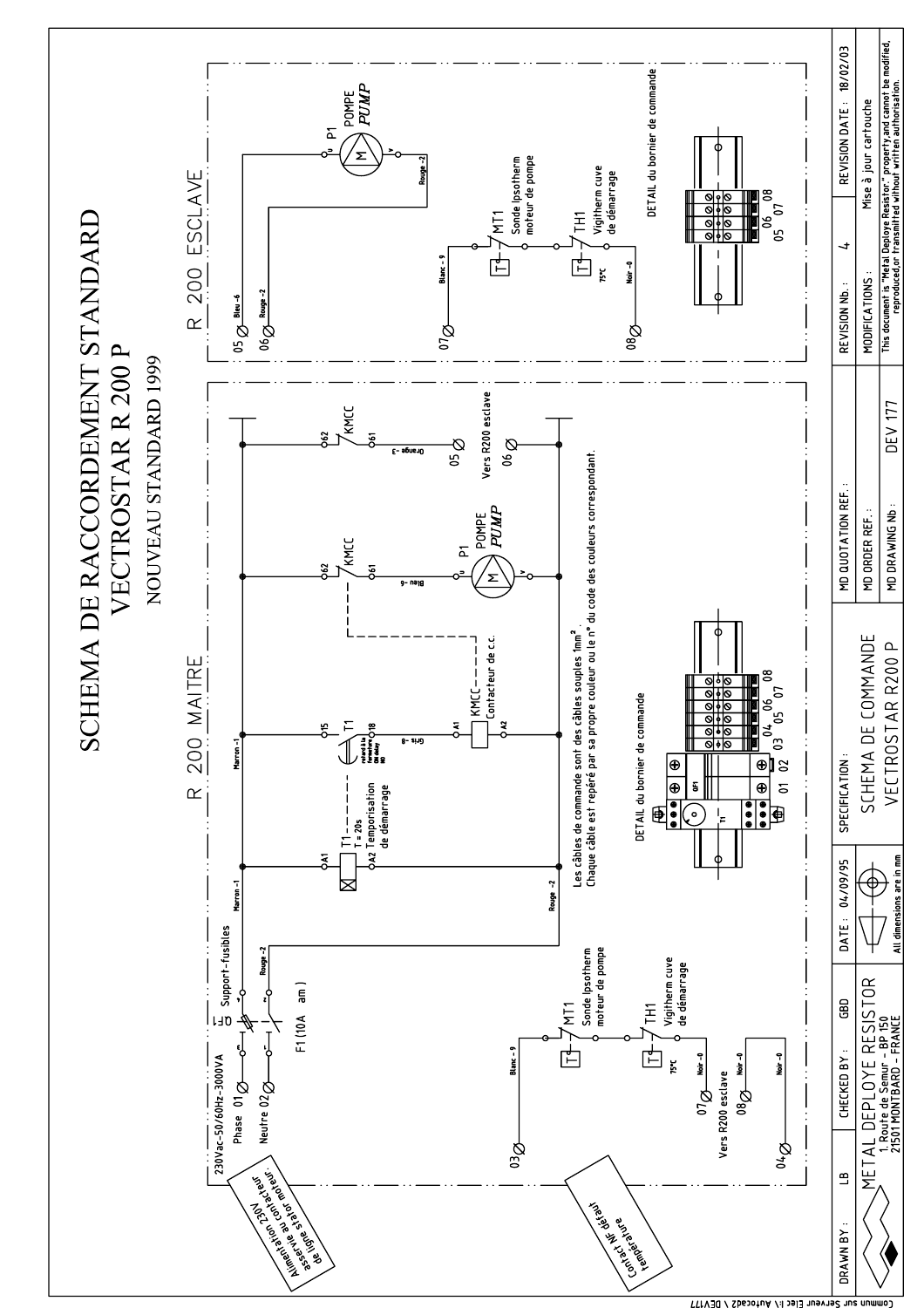# SCHEMA DE RACCORDEMENT STANDARD

## VECTROSTAR R 200 P

### NOUVEAU STANDARD 1999

## R 200 MAITRE

230Vac-50/60Hz-3000VA

Phase 01

Neutre 02

QF1

Support-fusibles

F1 (10A am )

Marron -1

Rouge -2

T1
T = 20s
Temporisation de démarrage

relevé à la fermeture ON delay NO

Gris -8

KMCC
Contacteur de c.c.

Bleu -6

P1 POMPE *PUMP*

Orange -3

Vers R200 esclave

05

06

Blanc - 9

MT1 Sonde Ipsotherm moteur de pompe

TH1 Vigitherm cuve de démarrage

75°C

Noir -0

07

Vers R200 esclave

08

03

04

Alimentation 230V asservie au contacteur de ligne stator moteur.

Contact NF défaut température

Les câbles de commande sont des câbles souples 1mm².
Chaque câble est repéré par sa propre couleur ou le n° du code des couleurs correspondant.

DETAIL du bornier de commande

01 02 03 04 05 06 07 08

## R 200 ESCLAVE

05 Bleu -6

06 Rouge -2

P1 POMPE *PUMP*

Rouge -2

07 Blanc - 9

MT1 Sonde Ipsotherm moteur de pompe

TH1 Vigitherm cuve de démarrage

75°C

08 Noir -0

DETAIL du bornier de commande

05 06 07 08

| DRAWN BY : LB | CHECKED BY : GBD | DATE : 04/09/95 | SPECIFICATION : | MD QUOTATION REF. : | REVISION Nb. : 4 | REVISION DATE : 18/02/03 |
|---|---|---|---|---|---|---|
| METAL DEPLOYE RESISTOR 1, Route de Semur - BP 150 21501 MONTBARD - FRANCE | | All dimensions are in mm | SCHEMA DE COMMANDE VECTROSTAR R200 P | MD ORDER REF. : | MODIFICATIONS : | Mise à jour cartouche |
| | | | | MD DRAWING Nb : DEV 177 | This document is "Metal Deploye Resistor" property, and cannot be modified, reproduced, or transmitted without written authorisation. | |

Commun sur Serveur Elec I:\ Autocad2 \ DEV177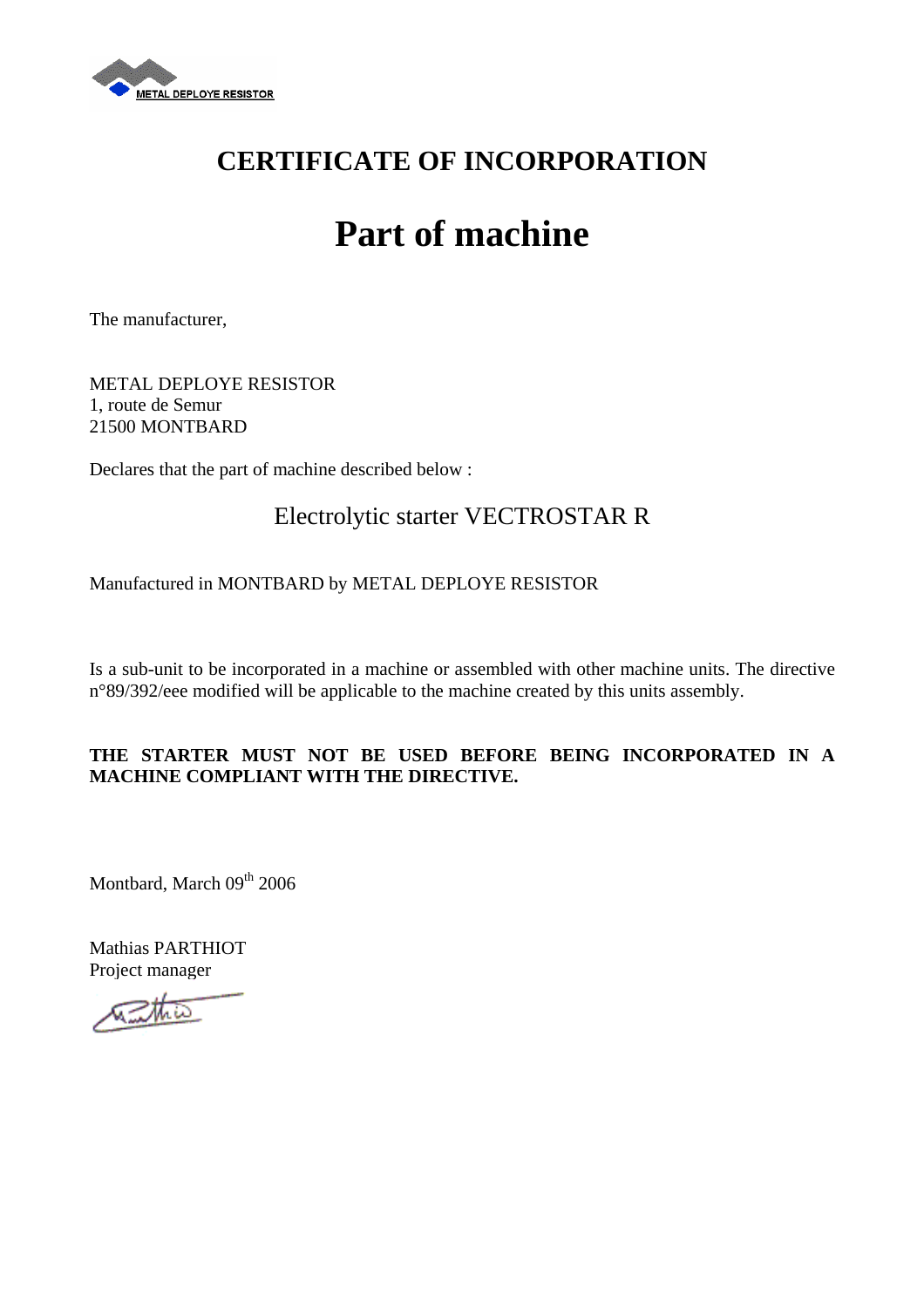METAL DEPLOYE RESISTOR

# CERTIFICATE OF INCORPORATION

# Part of machine

The manufacturer,

METAL DEPLOYE RESISTOR
1, route de Semur
21500 MONTBARD

Declares that the part of machine described below :

Electrolytic starter VECTROSTAR R

Manufactured in MONTBARD by METAL DEPLOYE RESISTOR

Is a sub-unit to be incorporated in a machine or assembled with other machine units. The directive n°89/392/eee modified will be applicable to the machine created by this units assembly.

**THE STARTER MUST NOT BE USED BEFORE BEING INCORPORATED IN A MACHINE COMPLIANT WITH THE DIRECTIVE.**

Montbard, March 09th 2006

Mathias PARTHIOT
Project manager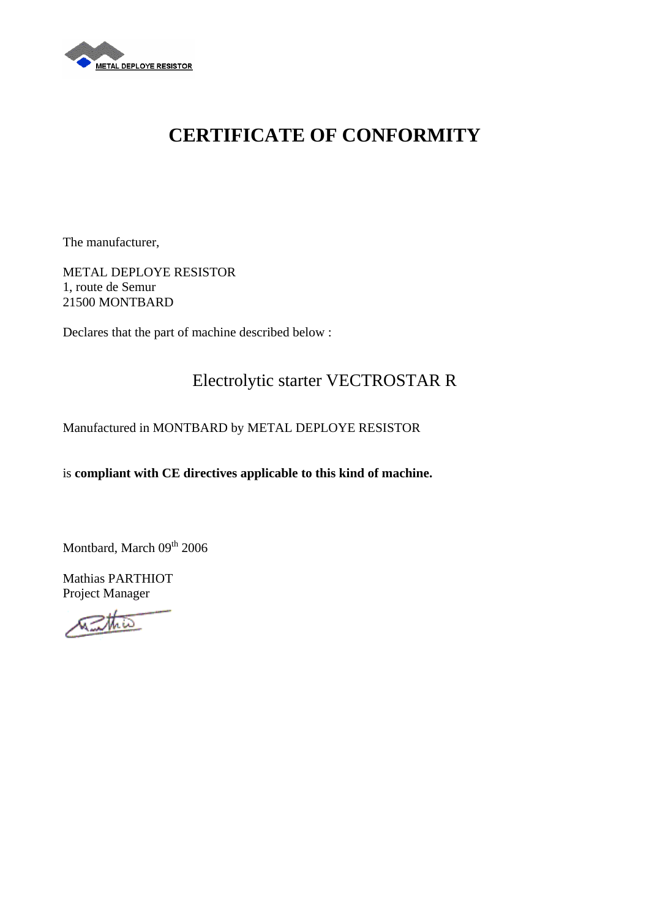METAL DEPLOYE RESISTOR

# CERTIFICATE OF CONFORMITY

The manufacturer,

METAL DEPLOYE RESISTOR
1, route de Semur
21500 MONTBARD

Declares that the part of machine described below :

Electrolytic starter VECTROSTAR R

Manufactured in MONTBARD by METAL DEPLOYE RESISTOR

is **compliant with CE directives applicable to this kind of machine.**

Montbard, March 09th 2006

Mathias PARTHIOT
Project Manager